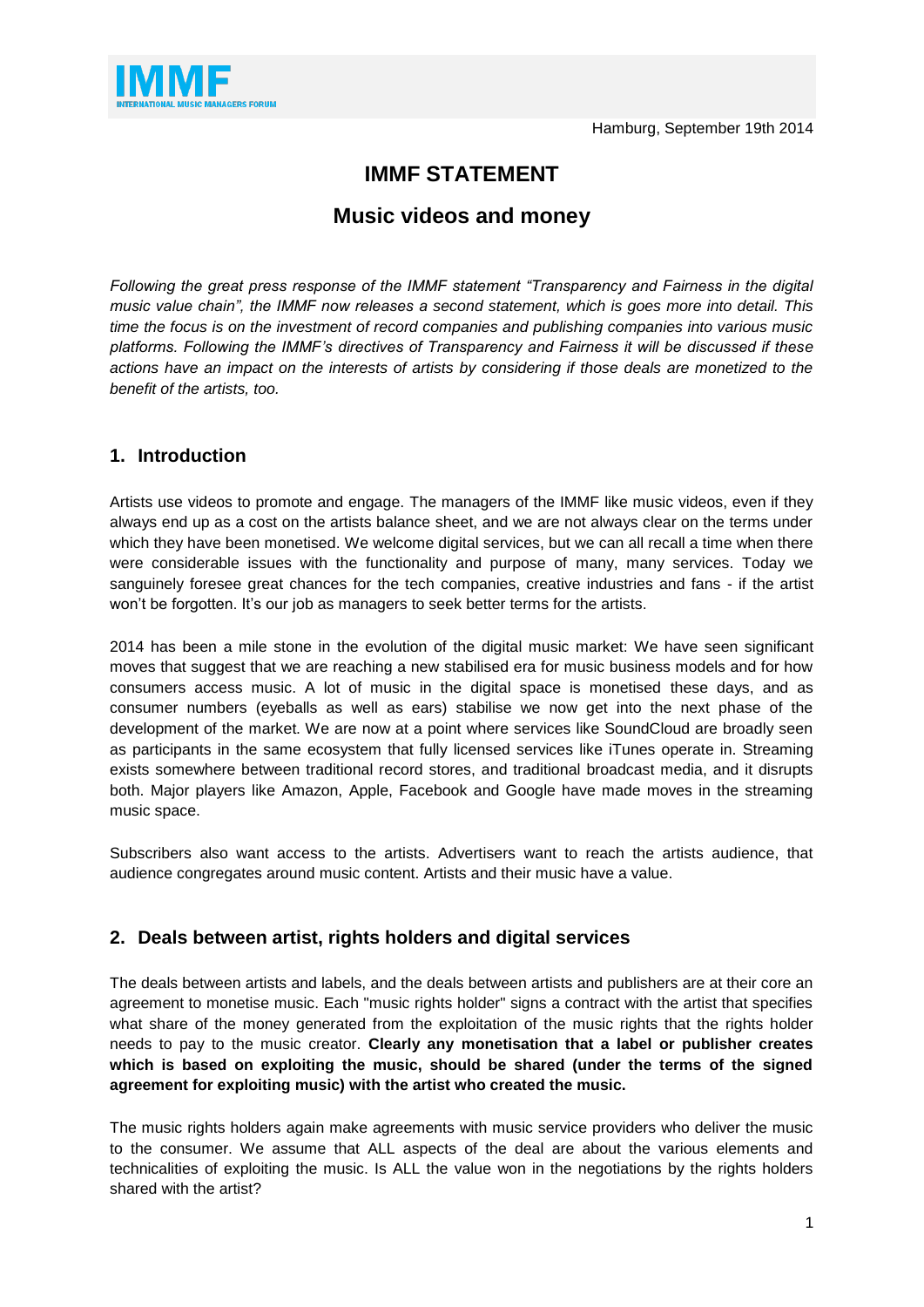IMMF
INTERNATIONAL MUSIC MANAGERS FORUM

Hamburg, September 19th 2014

# IMMF STATEMENT

## Music videos and money

*Following the great press response of the IMMF statement "Transparency and Fairness in the digital music value chain", the IMMF now releases a second statement, which is goes more into detail. This time the focus is on the investment of record companies and publishing companies into various music platforms. Following the IMMF's directives of Transparency and Fairness it will be discussed if these actions have an impact on the interests of artists by considering if those deals are monetized to the benefit of the artists, too.*

## 1. Introduction

Artists use videos to promote and engage. The managers of the IMMF like music videos, even if they always end up as a cost on the artists balance sheet, and we are not always clear on the terms under which they have been monetised. We welcome digital services, but we can all recall a time when there were considerable issues with the functionality and purpose of many, many services. Today we sanguinely foresee great chances for the tech companies, creative industries and fans - if the artist won't be forgotten. It's our job as managers to seek better terms for the artists.

2014 has been a mile stone in the evolution of the digital music market: We have seen significant moves that suggest that we are reaching a new stabilised era for music business models and for how consumers access music. A lot of music in the digital space is monetised these days, and as consumer numbers (eyeballs as well as ears) stabilise we now get into the next phase of the development of the market. We are now at a point where services like SoundCloud are broadly seen as participants in the same ecosystem that fully licensed services like iTunes operate in. Streaming exists somewhere between traditional record stores, and traditional broadcast media, and it disrupts both. Major players like Amazon, Apple, Facebook and Google have made moves in the streaming music space.

Subscribers also want access to the artists. Advertisers want to reach the artists audience, that audience congregates around music content. Artists and their music have a value.

## 2. Deals between artist, rights holders and digital services

The deals between artists and labels, and the deals between artists and publishers are at their core an agreement to monetise music. Each "music rights holder" signs a contract with the artist that specifies what share of the money generated from the exploitation of the music rights that the rights holder needs to pay to the music creator. **Clearly any monetisation that a label or publisher creates which is based on exploiting the music, should be shared (under the terms of the signed agreement for exploiting music) with the artist who created the music.**

The music rights holders again make agreements with music service providers who deliver the music to the consumer. We assume that ALL aspects of the deal are about the various elements and technicalities of exploiting the music. Is ALL the value won in the negotiations by the rights holders shared with the artist?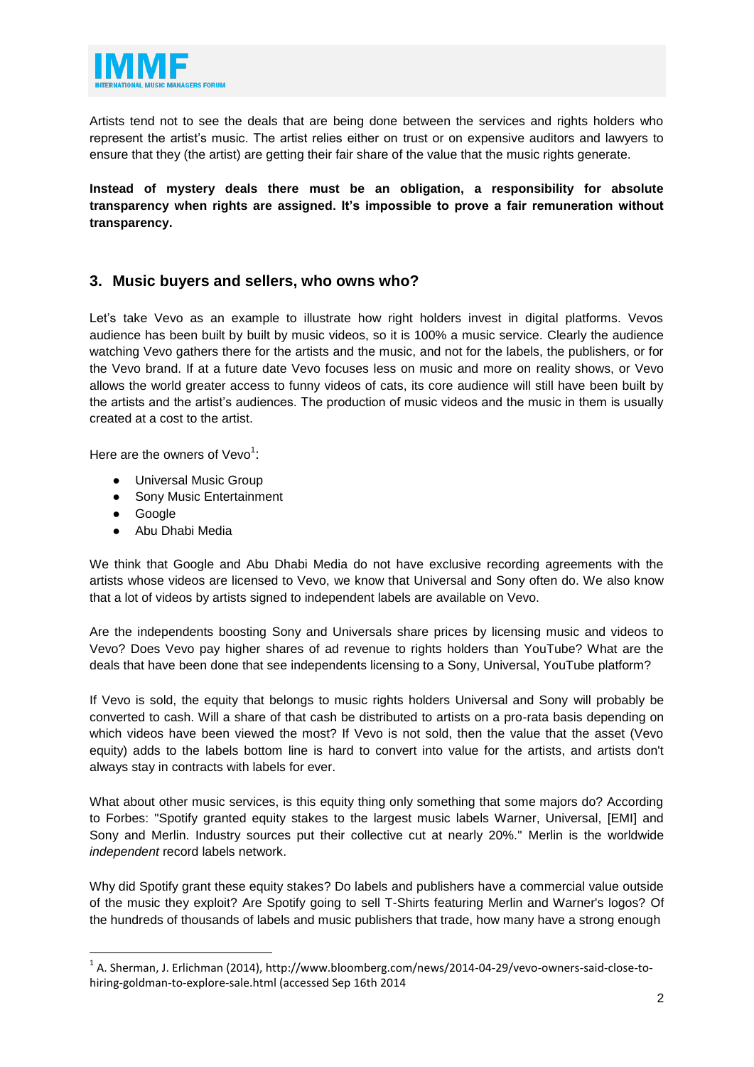Artists tend not to see the deals that are being done between the services and rights holders who represent the artist's music. The artist relies either on trust or on expensive auditors and lawyers to ensure that they (the artist) are getting their fair share of the value that the music rights generate.

**Instead of mystery deals there must be an obligation, a responsibility for absolute transparency when rights are assigned. It's impossible to prove a fair remuneration without transparency.**

## 3. Music buyers and sellers, who owns who?

Let's take Vevo as an example to illustrate how right holders invest in digital platforms. Vevos audience has been built by built by music videos, so it is 100% a music service. Clearly the audience watching Vevo gathers there for the artists and the music, and not for the labels, the publishers, or for the Vevo brand. If at a future date Vevo focuses less on music and more on reality shows, or Vevo allows the world greater access to funny videos of cats, its core audience will still have been built by the artists and the artist's audiences. The production of music videos and the music in them is usually created at a cost to the artist.

Here are the owners of Vevo[1]:

- Universal Music Group
- Sony Music Entertainment
- Google
- Abu Dhabi Media

We think that Google and Abu Dhabi Media do not have exclusive recording agreements with the artists whose videos are licensed to Vevo, we know that Universal and Sony often do. We also know that a lot of videos by artists signed to independent labels are available on Vevo.

Are the independents boosting Sony and Universals share prices by licensing music and videos to Vevo? Does Vevo pay higher shares of ad revenue to rights holders than YouTube? What are the deals that have been done that see independents licensing to a Sony, Universal, YouTube platform?

If Vevo is sold, the equity that belongs to music rights holders Universal and Sony will probably be converted to cash. Will a share of that cash be distributed to artists on a pro-rata basis depending on which videos have been viewed the most? If Vevo is not sold, then the value that the asset (Vevo equity) adds to the labels bottom line is hard to convert into value for the artists, and artists don't always stay in contracts with labels for ever.

What about other music services, is this equity thing only something that some majors do? According to Forbes: "Spotify granted equity stakes to the largest music labels Warner, Universal, [EMI] and Sony and Merlin. Industry sources put their collective cut at nearly 20%." Merlin is the worldwide *independent* record labels network.

Why did Spotify grant these equity stakes? Do labels and publishers have a commercial value outside of the music they exploit? Are Spotify going to sell T-Shirts featuring Merlin and Warner's logos? Of the hundreds of thousands of labels and music publishers that trade, how many have a strong enough

---

[1] A. Sherman, J. Erlichman (2014), http://www.bloomberg.com/news/2014-04-29/vevo-owners-said-close-to-hiring-goldman-to-explore-sale.html (accessed Sep 16th 2014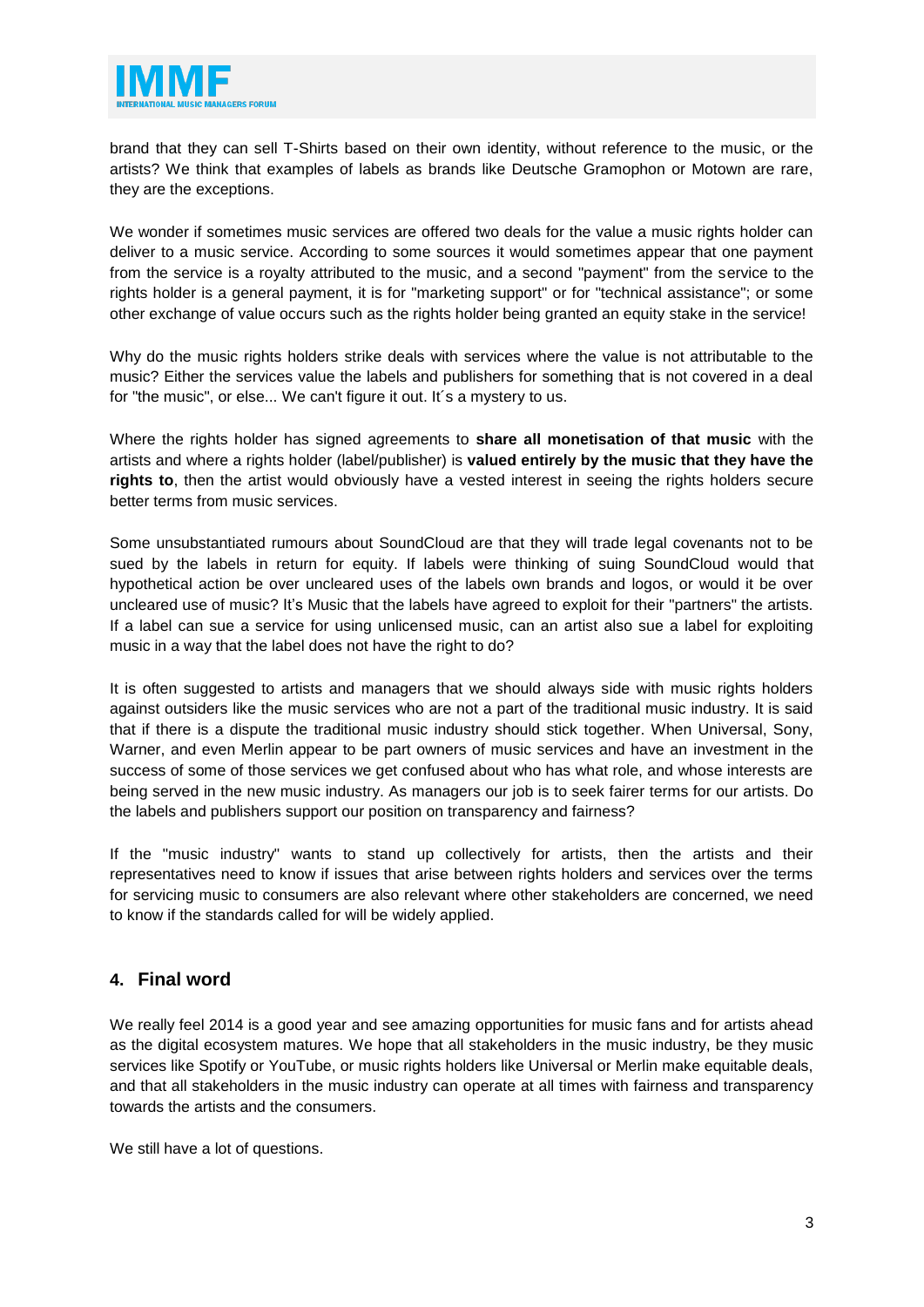brand that they can sell T-Shirts based on their own identity, without reference to the music, or the artists? We think that examples of labels as brands like Deutsche Gramophon or Motown are rare, they are the exceptions.

We wonder if sometimes music services are offered two deals for the value a music rights holder can deliver to a music service. According to some sources it would sometimes appear that one payment from the service is a royalty attributed to the music, and a second "payment" from the service to the rights holder is a general payment, it is for "marketing support" or for "technical assistance"; or some other exchange of value occurs such as the rights holder being granted an equity stake in the service!

Why do the music rights holders strike deals with services where the value is not attributable to the music? Either the services value the labels and publishers for something that is not covered in a deal for "the music", or else... We can't figure it out. It´s a mystery to us.

Where the rights holder has signed agreements to **share all monetisation of that music** with the artists and where a rights holder (label/publisher) is **valued entirely by the music that they have the rights to**, then the artist would obviously have a vested interest in seeing the rights holders secure better terms from music services.

Some unsubstantiated rumours about SoundCloud are that they will trade legal covenants not to be sued by the labels in return for equity. If labels were thinking of suing SoundCloud would that hypothetical action be over uncleared uses of the labels own brands and logos, or would it be over uncleared use of music? It's Music that the labels have agreed to exploit for their "partners" the artists. If a label can sue a service for using unlicensed music, can an artist also sue a label for exploiting music in a way that the label does not have the right to do?

It is often suggested to artists and managers that we should always side with music rights holders against outsiders like the music services who are not a part of the traditional music industry. It is said that if there is a dispute the traditional music industry should stick together. When Universal, Sony, Warner, and even Merlin appear to be part owners of music services and have an investment in the success of some of those services we get confused about who has what role, and whose interests are being served in the new music industry. As managers our job is to seek fairer terms for our artists. Do the labels and publishers support our position on transparency and fairness?

If the "music industry" wants to stand up collectively for artists, then the artists and their representatives need to know if issues that arise between rights holders and services over the terms for servicing music to consumers are also relevant where other stakeholders are concerned, we need to know if the standards called for will be widely applied.

## 4. Final word

We really feel 2014 is a good year and see amazing opportunities for music fans and for artists ahead as the digital ecosystem matures. We hope that all stakeholders in the music industry, be they music services like Spotify or YouTube, or music rights holders like Universal or Merlin make equitable deals, and that all stakeholders in the music industry can operate at all times with fairness and transparency towards the artists and the consumers.

We still have a lot of questions.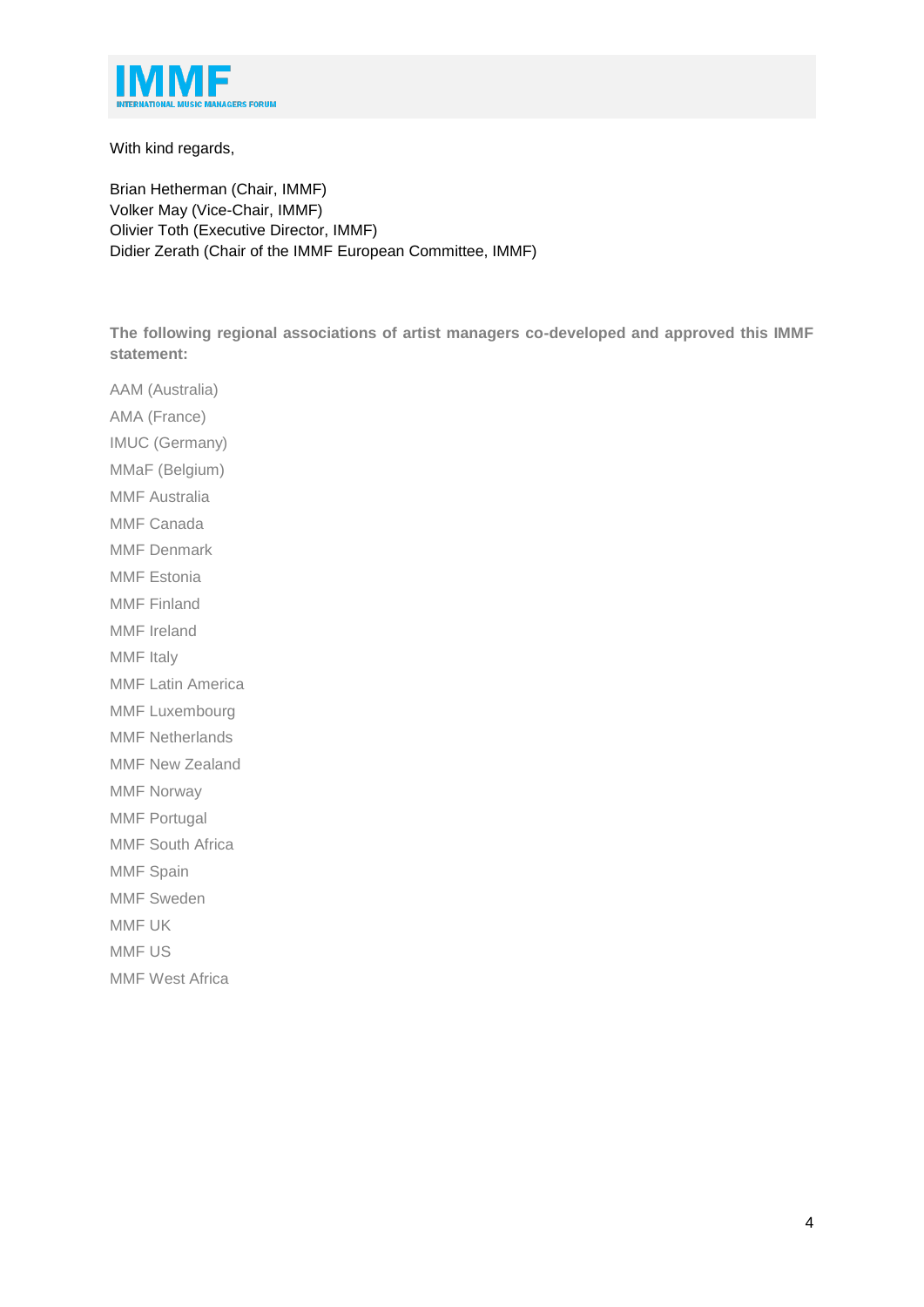With kind regards,

Brian Hetherman (Chair, IMMF)
Volker May (Vice-Chair, IMMF)
Olivier Toth (Executive Director, IMMF)
Didier Zerath (Chair of the IMMF European Committee, IMMF)

**The following regional associations of artist managers co-developed and approved this IMMF statement:**

AAM (Australia)
AMA (France)
IMUC (Germany)
MMaF (Belgium)
MMF Australia
MMF Canada
MMF Denmark
MMF Estonia
MMF Finland
MMF Ireland
MMF Italy
MMF Latin America
MMF Luxembourg
MMF Netherlands
MMF New Zealand
MMF Norway
MMF Portugal
MMF South Africa
MMF Spain
MMF Sweden
MMF UK
MMF US
MMF West Africa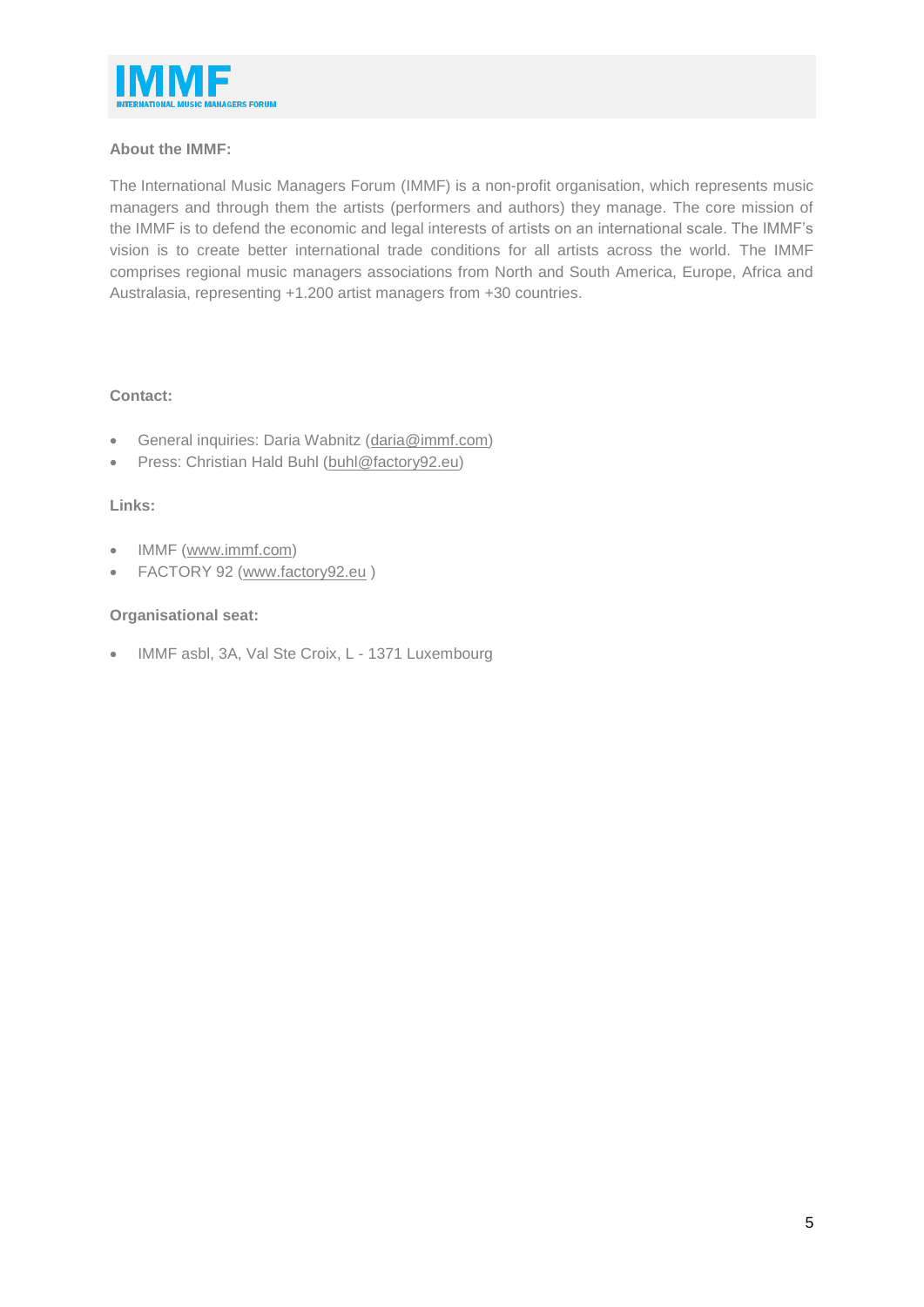IMMF
INTERNATIONAL MUSIC MANAGERS FORUM

**About the IMMF:**

The International Music Managers Forum (IMMF) is a non-profit organisation, which represents music managers and through them the artists (performers and authors) they manage. The core mission of the IMMF is to defend the economic and legal interests of artists on an international scale. The IMMF's vision is to create better international trade conditions for all artists across the world. The IMMF comprises regional music managers associations from North and South America, Europe, Africa and Australasia, representing +1.200 artist managers from +30 countries.

**Contact:**

- General inquiries: Daria Wabnitz (daria@immf.com)
- Press: Christian Hald Buhl (buhl@factory92.eu)

**Links:**

- IMMF (www.immf.com)
- FACTORY 92 (www.factory92.eu )

**Organisational seat:**

- IMMF asbl, 3A, Val Ste Croix, L - 1371 Luxembourg